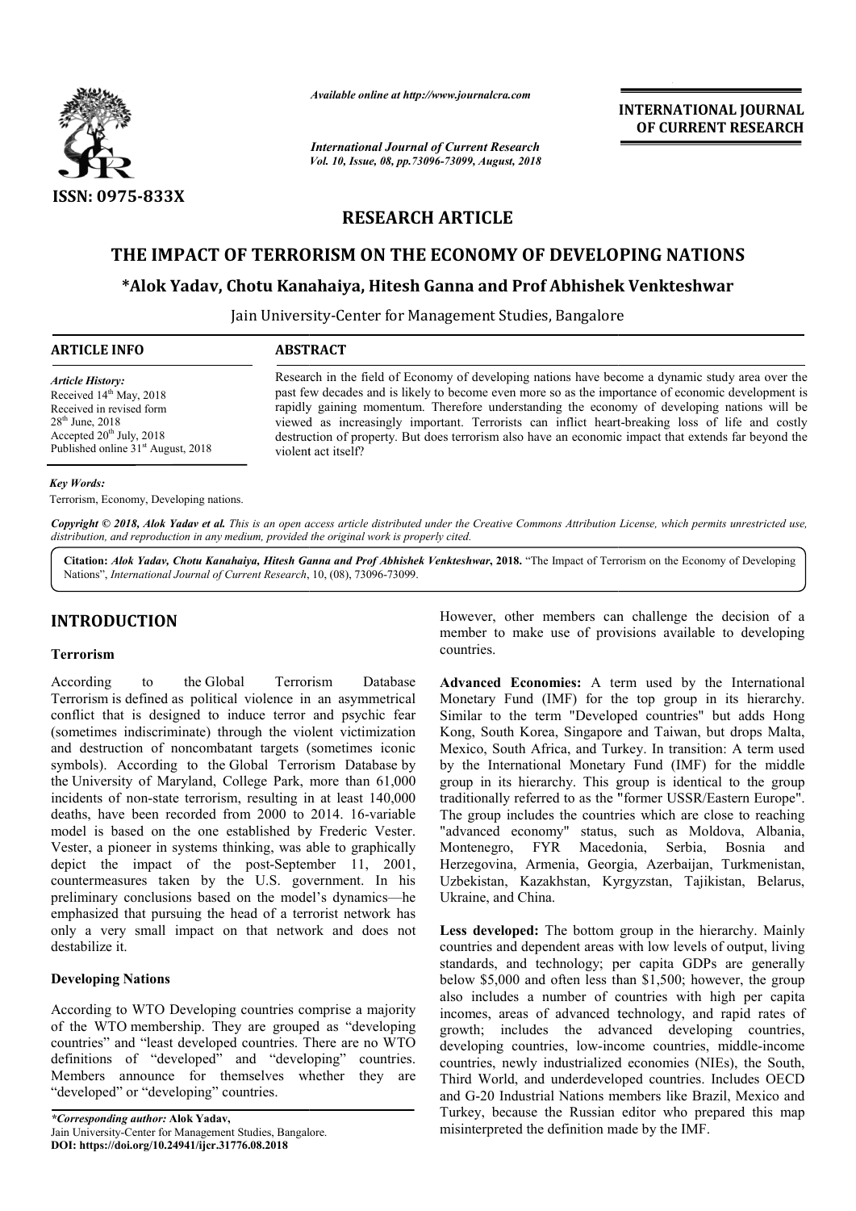ISSN: 0975-833X

*Available online at http://www.journalcra.com*

*International Journal of Current Research*
*Vol. 10, Issue, 08, pp.73096-73099, August, 2018*

**INTERNATIONAL JOURNAL OF CURRENT RESEARCH**

# RESEARCH ARTICLE

# THE IMPACT OF TERRORISM ON THE ECONOMY OF DEVELOPING NATIONS

**\*Alok Yadav, Chotu Kanahaiya, Hitesh Ganna and Prof Abhishek Venkteshwar**

Jain University-Center for Management Studies, Bangalore

**ARTICLE INFO**

*Article History:*
Received 14th May, 2018
Received in revised form
28th June, 2018
Accepted 20th July, 2018
Published online 31st August, 2018

*Key Words:*
Terrorism, Economy, Developing nations.

**ABSTRACT**

Research in the field of Economy of developing nations have become a dynamic study area over the past few decades and is likely to become even more so as the importance of economic development is rapidly gaining momentum. Therefore understanding the economy of developing nations will be viewed as increasingly important. Terrorists can inflict heart-breaking loss of life and costly destruction of property. But does terrorism also have an economic impact that extends far beyond the violent act itself?

*Copyright © 2018, Alok Yadav et al. This is an open access article distributed under the Creative Commons Attribution License, which permits unrestricted use, distribution, and reproduction in any medium, provided the original work is properly cited.*

**Citation:** *Alok Yadav, Chotu Kanahaiya, Hitesh Ganna and Prof Abhishek Venkteshwar*, **2018.** "The Impact of Terrorism on the Economy of Developing Nations", *International Journal of Current Research*, 10, (08), 73096-73099.

## INTRODUCTION

### Terrorism

According to the Global Terrorism Database Terrorism is defined as political violence in an asymmetrical conflict that is designed to induce terror and psychic fear (sometimes indiscriminate) through the violent victimization and destruction of noncombatant targets (sometimes iconic symbols). According to the Global Terrorism Database by the University of Maryland, College Park, more than 61,000 incidents of non-state terrorism, resulting in at least 140,000 deaths, have been recorded from 2000 to 2014. 16-variable model is based on the one established by Frederic Vester. Vester, a pioneer in systems thinking, was able to graphically depict the impact of the post-September 11, 2001, countermeasures taken by the U.S. government. In his preliminary conclusions based on the model's dynamics—he emphasized that pursuing the head of a terrorist network has only a very small impact on that network and does not destabilize it.

### Developing Nations

According to WTO Developing countries comprise a majority of the WTO membership. They are grouped as "developing countries" and "least developed countries. There are no WTO definitions of "developed" and "developing" countries. Members announce for themselves whether they are "developed" or "developing" countries.

However, other members can challenge the decision of a member to make use of provisions available to developing countries.

**Advanced Economies:** A term used by the International Monetary Fund (IMF) for the top group in its hierarchy. Similar to the term "Developed countries" but adds Hong Kong, South Korea, Singapore and Taiwan, but drops Malta, Mexico, South Africa, and Turkey. In transition: A term used by the International Monetary Fund (IMF) for the middle group in its hierarchy. This group is identical to the group traditionally referred to as the "former USSR/Eastern Europe". The group includes the countries which are close to reaching "advanced economy" status, such as Moldova, Albania, Montenegro, FYR Macedonia, Serbia, Bosnia and Herzegovina, Armenia, Georgia, Azerbaijan, Turkmenistan, Uzbekistan, Kazakhstan, Kyrgyzstan, Tajikistan, Belarus, Ukraine, and China.

**Less developed:** The bottom group in the hierarchy. Mainly countries and dependent areas with low levels of output, living standards, and technology; per capita GDPs are generally below $5,000 and often less than $1,500; however, the group also includes a number of countries with high per capita incomes, areas of advanced technology, and rapid rates of growth; includes the advanced developing countries, developing countries, low-income countries, middle-income countries, newly industrialized economies (NIEs), the South, Third World, and underdeveloped countries. Includes OECD and G-20 Industrial Nations members like Brazil, Mexico and Turkey, because the Russian editor who prepared this map misinterpreted the definition made by the IMF.

*\*Corresponding author:* **Alok Yadav,**
Jain University-Center for Management Studies, Bangalore.
**DOI: https://doi.org/10.24941/ijcr.31776.08.2018**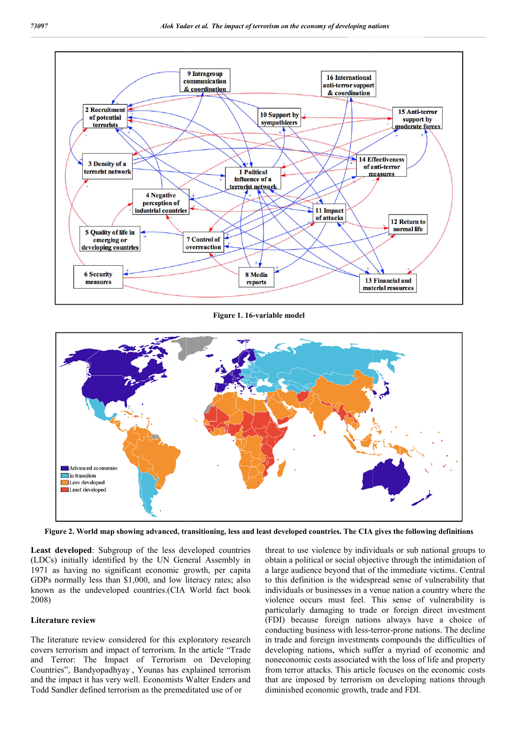Figure 1. 16-variable model

Figure 2. World map showing advanced, transitioning, less and least developed countries. The CIA gives the following definitions

**Least developed**: Subgroup of the less developed countries (LDCs) initially identified by the UN General Assembly in 1971 as having no significant economic growth, per capita GDPs normally less than $1,000, and low literacy rates; also known as the undeveloped countries.(CIA World fact book 2008)

## Literature review

The literature review considered for this exploratory research covers terrorism and impact of terrorism. In the article "Trade and Terror: The Impact of Terrorism on Developing Countries", Bandyopadhyay , Younas has explained terrorism and the impact it has very well. Economists Walter Enders and Todd Sandler defined terrorism as the premeditated use of or threat to use violence by individuals or sub national groups to obtain a political or social objective through the intimidation of a large audience beyond that of the immediate victims. Central to this definition is the widespread sense of vulnerability that individuals or businesses in a venue nation a country where the violence occurs must feel. This sense of vulnerability is particularly damaging to trade or foreign direct investment (FDI) because foreign nations always have a choice of conducting business with less-terror-prone nations. The decline in trade and foreign investments compounds the difficulties of developing nations, which suffer a myriad of economic and noneconomic costs associated with the loss of life and property from terror attacks. This article focuses on the economic costs that are imposed by terrorism on developing nations through diminished economic growth, trade and FDI.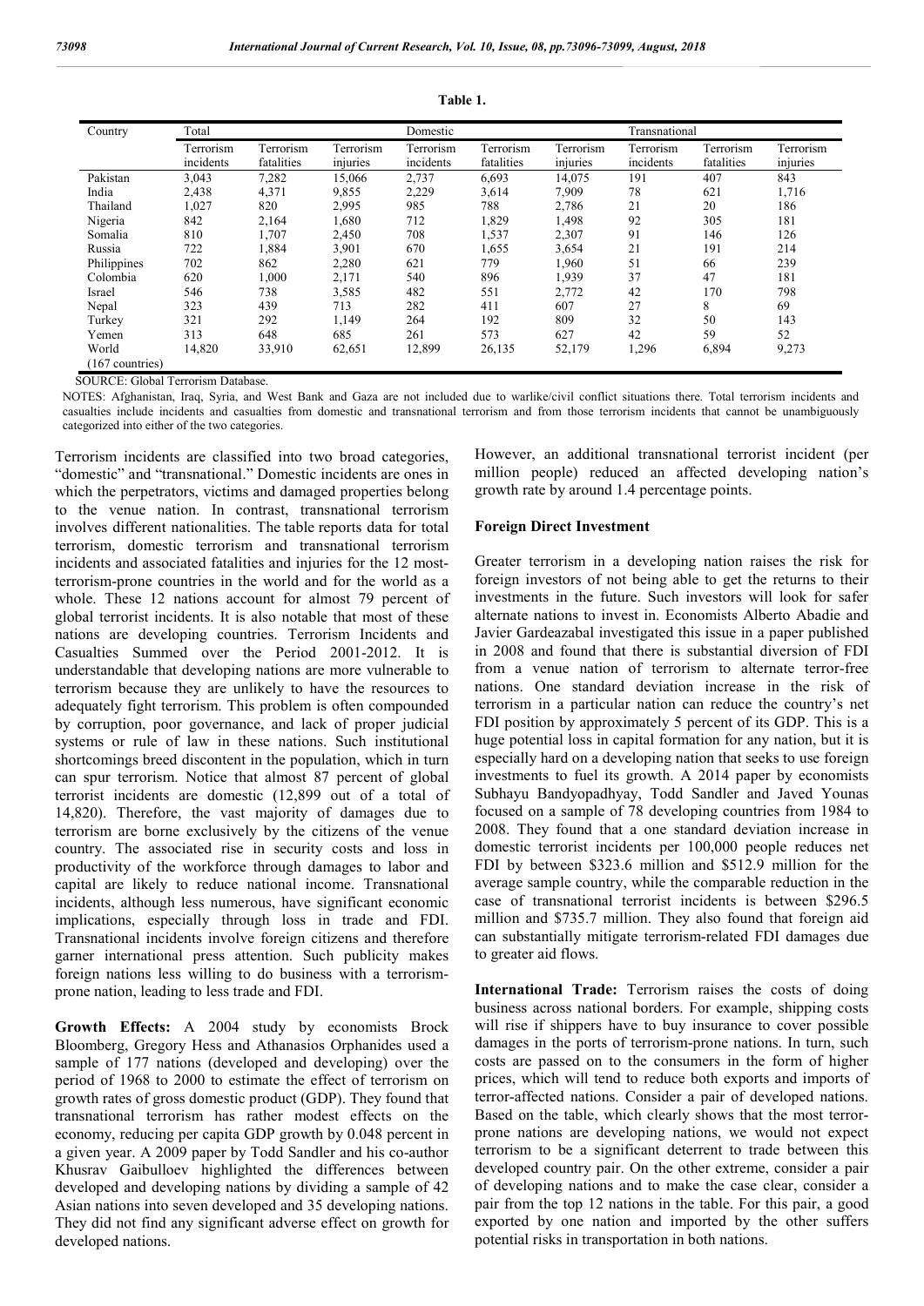**Table 1.**

| Country | Total | | | Domestic | | | Transnational | | |
|---|---|---|---|---|---|---|---|---|---|
| | Terrorism incidents | Terrorism fatalities | Terrorism injuries | Terrorism incidents | Terrorism fatalities | Terrorism injuries | Terrorism incidents | Terrorism fatalities | Terrorism injuries |
| Pakistan | 3,043 | 7,282 | 15,066 | 2,737 | 6,693 | 14,075 | 191 | 407 | 843 |
| India | 2,438 | 4,371 | 9,855 | 2,229 | 3,614 | 7,909 | 78 | 621 | 1,716 |
| Thailand | 1,027 | 820 | 2,995 | 985 | 788 | 2,786 | 21 | 20 | 186 |
| Nigeria | 842 | 2,164 | 1,680 | 712 | 1,829 | 1,498 | 92 | 305 | 181 |
| Somalia | 810 | 1,707 | 2,450 | 708 | 1,537 | 2,307 | 91 | 146 | 126 |
| Russia | 722 | 1,884 | 3,901 | 670 | 1,655 | 3,654 | 21 | 191 | 214 |
| Philippines | 702 | 862 | 2,280 | 621 | 779 | 1,960 | 51 | 66 | 239 |
| Colombia | 620 | 1,000 | 2,171 | 540 | 896 | 1,939 | 37 | 47 | 181 |
| Israel | 546 | 738 | 3,585 | 482 | 551 | 2,772 | 42 | 170 | 798 |
| Nepal | 323 | 439 | 713 | 282 | 411 | 607 | 27 | 8 | 69 |
| Turkey | 321 | 292 | 1,149 | 264 | 192 | 809 | 32 | 50 | 143 |
| Yemen | 313 | 648 | 685 | 261 | 573 | 627 | 42 | 59 | 52 |
| World (167 countries) | 14,820 | 33,910 | 62,651 | 12,899 | 26,135 | 52,179 | 1,296 | 6,894 | 9,273 |

SOURCE: Global Terrorism Database.

NOTES: Afghanistan, Iraq, Syria, and West Bank and Gaza are not included due to warlike/civil conflict situations there. Total terrorism incidents and casualties include incidents and casualties from domestic and transnational terrorism and from those terrorism incidents that cannot be unambiguously categorized into either of the two categories.

Terrorism incidents are classified into two broad categories, "domestic" and "transnational." Domestic incidents are ones in which the perpetrators, victims and damaged properties belong to the venue nation. In contrast, transnational terrorism involves different nationalities. The table reports data for total terrorism, domestic terrorism and transnational terrorism incidents and associated fatalities and injuries for the 12 most-terrorism-prone countries in the world and for the world as a whole. These 12 nations account for almost 79 percent of global terrorist incidents. It is also notable that most of these nations are developing countries. Terrorism Incidents and Casualties Summed over the Period 2001-2012. It is understandable that developing nations are more vulnerable to terrorism because they are unlikely to have the resources to adequately fight terrorism. This problem is often compounded by corruption, poor governance, and lack of proper judicial systems or rule of law in these nations. Such institutional shortcomings breed discontent in the population, which in turn can spur terrorism. Notice that almost 87 percent of global terrorist incidents are domestic (12,899 out of a total of 14,820). Therefore, the vast majority of damages due to terrorism are borne exclusively by the citizens of the venue country. The associated rise in security costs and loss in productivity of the workforce through damages to labor and capital are likely to reduce national income. Transnational incidents, although less numerous, have significant economic implications, especially through loss in trade and FDI. Transnational incidents involve foreign citizens and therefore garner international press attention. Such publicity makes foreign nations less willing to do business with a terrorism-prone nation, leading to less trade and FDI.

**Growth Effects:** A 2004 study by economists Brock Bloomberg, Gregory Hess and Athanasios Orphanides used a sample of 177 nations (developed and developing) over the period of 1968 to 2000 to estimate the effect of terrorism on growth rates of gross domestic product (GDP). They found that transnational terrorism has rather modest effects on the economy, reducing per capita GDP growth by 0.048 percent in a given year. A 2009 paper by Todd Sandler and his co-author Khusrav Gaibulloev highlighted the differences between developed and developing nations by dividing a sample of 42 Asian nations into seven developed and 35 developing nations. They did not find any significant adverse effect on growth for developed nations. However, an additional transnational terrorist incident (per million people) reduced an affected developing nation's growth rate by around 1.4 percentage points.

## Foreign Direct Investment

Greater terrorism in a developing nation raises the risk for foreign investors of not being able to get the returns to their investments in the future. Such investors will look for safer alternate nations to invest in. Economists Alberto Abadie and Javier Gardeazabal investigated this issue in a paper published in 2008 and found that there is substantial diversion of FDI from a venue nation of terrorism to alternate terror-free nations. One standard deviation increase in the risk of terrorism in a particular nation can reduce the country's net FDI position by approximately 5 percent of its GDP. This is a huge potential loss in capital formation for any nation, but it is especially hard on a developing nation that seeks to use foreign investments to fuel its growth. A 2014 paper by economists Subhayu Bandyopadhyay, Todd Sandler and Javed Younas focused on a sample of 78 developing countries from 1984 to 2008. They found that a one standard deviation increase in domestic terrorist incidents per 100,000 people reduces net FDI by between $323.6 million and $512.9 million for the average sample country, while the comparable reduction in the case of transnational terrorist incidents is between $296.5 million and $735.7 million. They also found that foreign aid can substantially mitigate terrorism-related FDI damages due to greater aid flows.

**International Trade:** Terrorism raises the costs of doing business across national borders. For example, shipping costs will rise if shippers have to buy insurance to cover possible damages in the ports of terrorism-prone nations. In turn, such costs are passed on to the consumers in the form of higher prices, which will tend to reduce both exports and imports of terror-affected nations. Consider a pair of developed nations. Based on the table, which clearly shows that the most terror-prone nations are developing nations, we would not expect terrorism to be a significant deterrent to trade between this developed country pair. On the other extreme, consider a pair of developing nations and to make the case clear, consider a pair from the top 12 nations in the table. For this pair, a good exported by one nation and imported by the other suffers potential risks in transportation in both nations.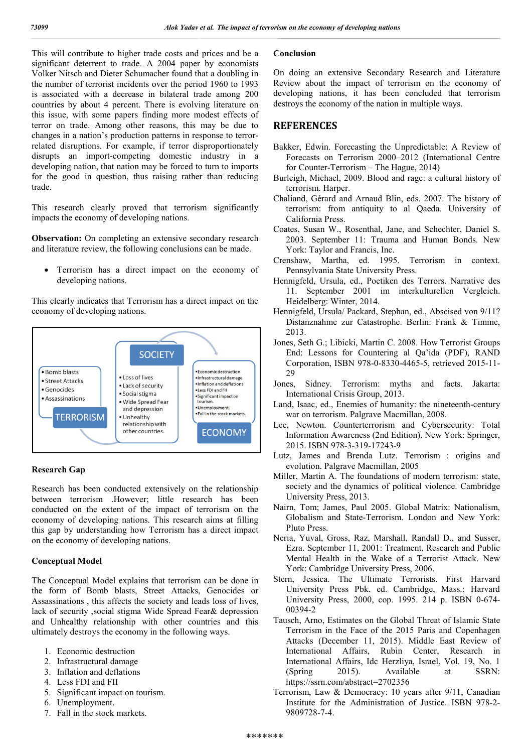This will contribute to higher trade costs and prices and be a significant deterrent to trade. A 2004 paper by economists Volker Nitsch and Dieter Schumacher found that a doubling in the number of terrorist incidents over the period 1960 to 1993 is associated with a decrease in bilateral trade among 200 countries by about 4 percent. There is evolving literature on this issue, with some papers finding more modest effects of terror on trade. Among other reasons, this may be due to changes in a nation's production patterns in response to terror-related disruptions. For example, if terror disproportionately disrupts an import-competing domestic industry in a developing nation, that nation may be forced to turn to imports for the good in question, thus raising rather than reducing trade.

This research clearly proved that terrorism significantly impacts the economy of developing nations.

**Observation:** On completing an extensive secondary research and literature review, the following conclusions can be made.

- Terrorism has a direct impact on the economy of developing nations.

This clearly indicates that Terrorism has a direct impact on the economy of developing nations.

SOCIETY

- Bomb blasts
- Street Attacks
- Genocides
- Assassinations

TERRORISM

- Loss of lives
- Lack of security
- Social stigma
- Wide Spread Fear and depression
- Unhealthy relationship with other countries.

- Economic destruction
- Infrastructural damage
- Inflation and deflations
- Less FDI and FII
- Significant impact on tourism.
- Unemployment.
- Fall in the stock markets.

ECONOMY

### Research Gap

Research has been conducted extensively on the relationship between terrorism .However; little research has been conducted on the extent of the impact of terrorism on the economy of developing nations. This research aims at filling this gap by understanding how Terrorism has a direct impact on the economy of developing nations.

### Conceptual Model

The Conceptual Model explains that terrorism can be done in the form of Bomb blasts, Street Attacks, Genocides or Assassinations , this affects the society and leads loss of lives, lack of security ,social stigma Wide Spread Fear& depression and Unhealthy relationship with other countries and this ultimately destroys the economy in the following ways.

1. Economic destruction
2. Infrastructural damage
3. Inflation and deflations
4. Less FDI and FII
5. Significant impact on tourism.
6. Unemployment.
7. Fall in the stock markets.

### Conclusion

On doing an extensive Secondary Research and Literature Review about the impact of terrorism on the economy of developing nations, it has been concluded that terrorism destroys the economy of the nation in multiple ways.

## REFERENCES

Bakker, Edwin. Forecasting the Unpredictable: A Review of Forecasts on Terrorism 2000–2012 (International Centre for Counter-Terrorism – The Hague, 2014)

Burleigh, Michael, 2009. Blood and rage: a cultural history of terrorism. Harper.

Chaliand, Gérard and Arnaud Blin, eds. 2007. The history of terrorism: from antiquity to al Qaeda. University of California Press.

Coates, Susan W., Rosenthal, Jane, and Schechter, Daniel S. 2003. September 11: Trauma and Human Bonds. New York: Taylor and Francis, Inc.

Crenshaw, Martha, ed. 1995. Terrorism in context. Pennsylvania State University Press.

Hennigfeld, Ursula, ed., Poetiken des Terrors. Narrative des 11. September 2001 im interkulturellen Vergleich. Heidelberg: Winter, 2014.

Hennigfeld, Ursula/ Packard, Stephan, ed., Abscised von 9/11? Distanznahme zur Catastrophe. Berlin: Frank & Timme, 2013.

Jones, Seth G.; Libicki, Martin C. 2008. How Terrorist Groups End: Lessons for Countering al Qa'ida (PDF), RAND Corporation, ISBN 978-0-8330-4465-5, retrieved 2015-11-29

Jones, Sidney. Terrorism: myths and facts. Jakarta: International Crisis Group, 2013.

Land, Isaac, ed., Enemies of humanity: the nineteenth-century war on terrorism. Palgrave Macmillan, 2008.

Lee, Newton. Counterterrorism and Cybersecurity: Total Information Awareness (2nd Edition). New York: Springer, 2015. ISBN 978-3-319-17243-9

Lutz, James and Brenda Lutz. Terrorism : origins and evolution. Palgrave Macmillan, 2005

Miller, Martin A. The foundations of modern terrorism: state, society and the dynamics of political violence. Cambridge University Press, 2013.

Nairn, Tom; James, Paul 2005. Global Matrix: Nationalism, Globalism and State-Terrorism. London and New York: Pluto Press.

Neria, Yuval, Gross, Raz, Marshall, Randall D., and Susser, Ezra. September 11, 2001: Treatment, Research and Public Mental Health in the Wake of a Terrorist Attack. New York: Cambridge University Press, 2006.

Stern, Jessica. The Ultimate Terrorists. First Harvard University Press Pbk. ed. Cambridge, Mass.: Harvard University Press, 2000, cop. 1995. 214 p. ISBN 0-674-00394-2

Tausch, Arno, Estimates on the Global Threat of Islamic State Terrorism in the Face of the 2015 Paris and Copenhagen Attacks (December 11, 2015). Middle East Review of International Affairs, Rubin Center, Research in International Affairs, Idc Herzliya, Israel, Vol. 19, No. 1 (Spring 2015). Available at SSRN: https://ssrn.com/abstract=2702356

Terrorism, Law & Democracy: 10 years after 9/11, Canadian Institute for the Administration of Justice. ISBN 978-2-9809728-7-4.

*******